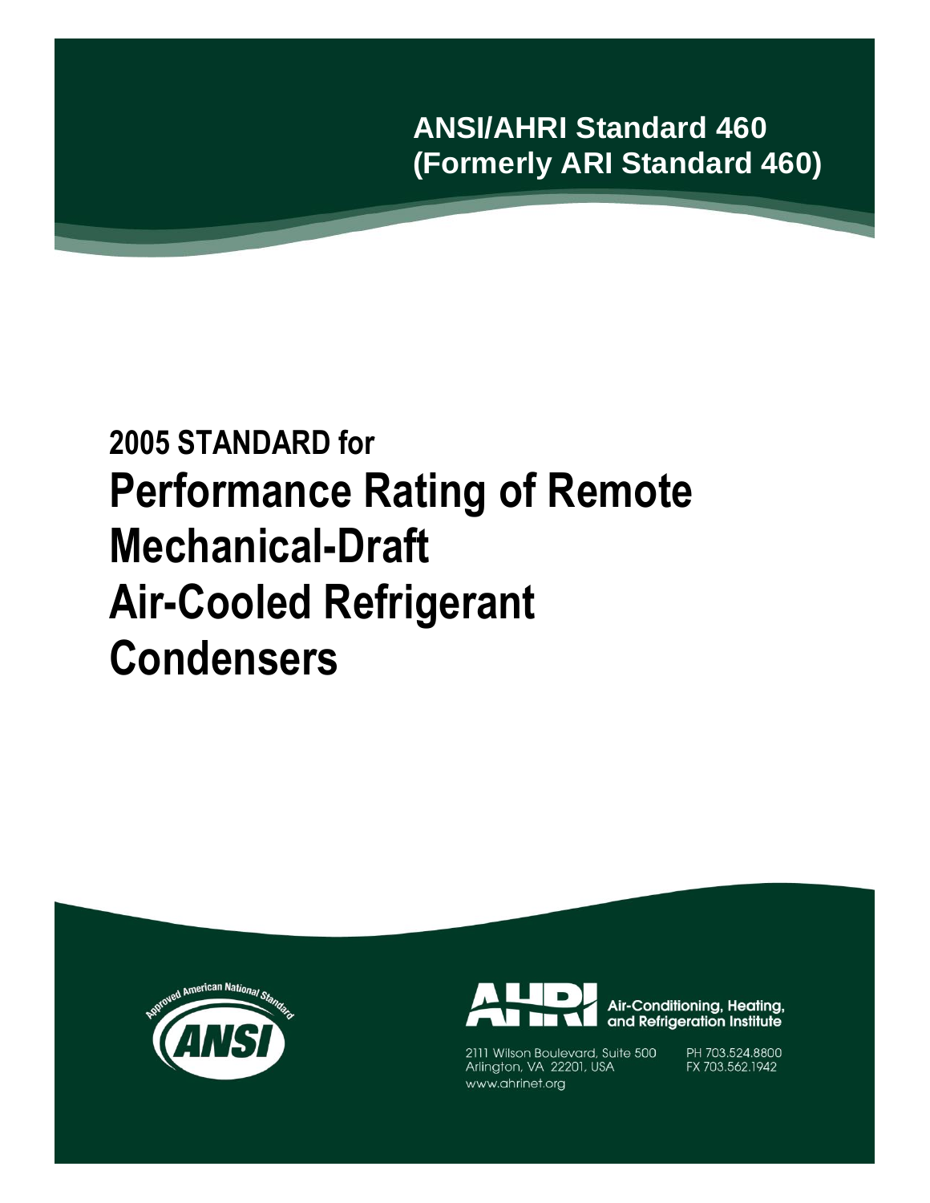**ANSI/AHRI Standard 460**
**(Formerly ARI Standard 460)**

# 2005 STANDARD for Performance Rating of Remote Mechanical-Draft Air-Cooled Refrigerant Condensers

Approved American National Standard

ANSI

AHRI Air-Conditioning, Heating, and Refrigeration Institute

2111 Wilson Boulevard, Suite 500
Arlington, VA 22201, USA
www.ahrinet.org

PH 703.524.8800
FX 703.562.1942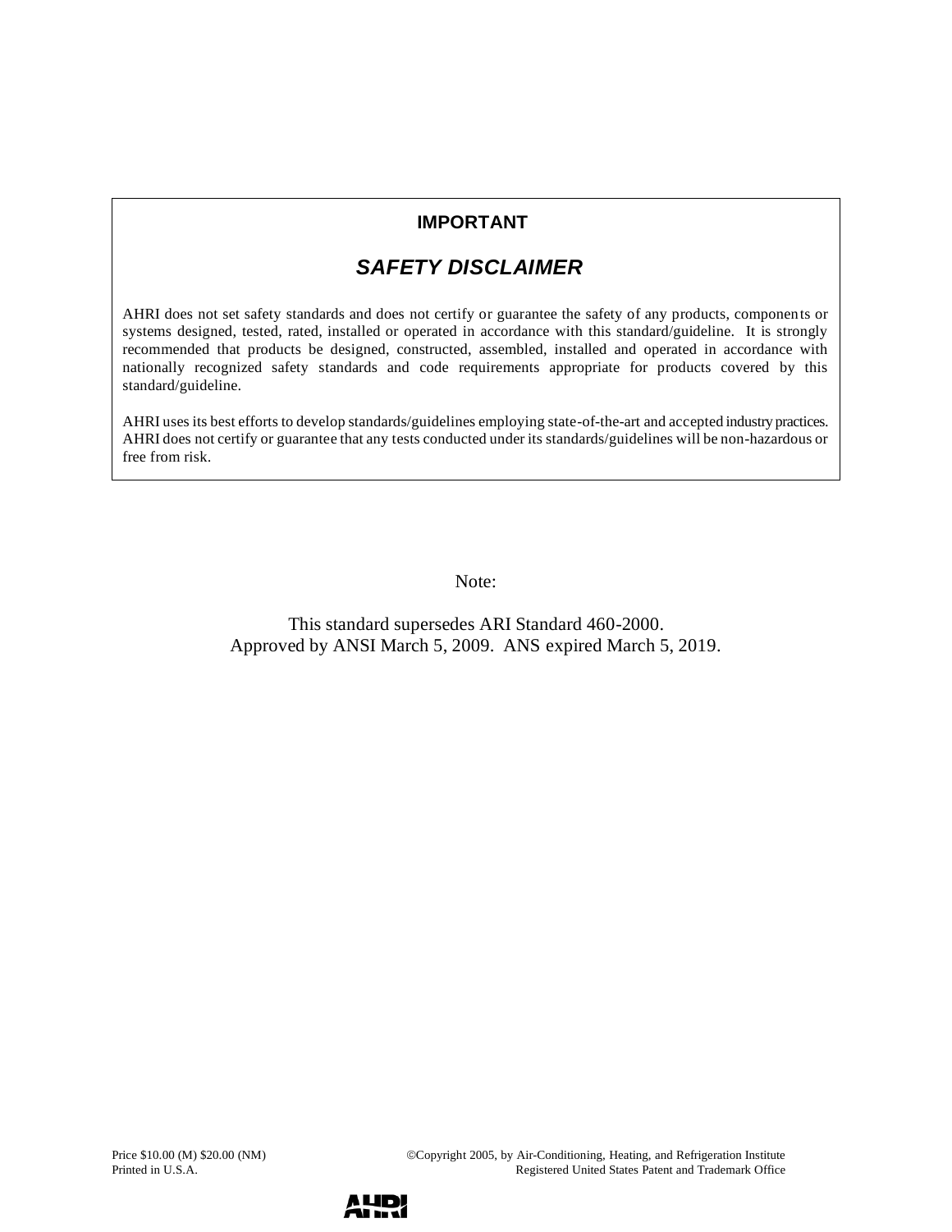**IMPORTANT**

## *SAFETY DISCLAIMER*

AHRI does not set safety standards and does not certify or guarantee the safety of any products, components or systems designed, tested, rated, installed or operated in accordance with this standard/guideline. It is strongly recommended that products be designed, constructed, assembled, installed and operated in accordance with nationally recognized safety standards and code requirements appropriate for products covered by this standard/guideline.

AHRI uses its best efforts to develop standards/guidelines employing state-of-the-art and accepted industry practices. AHRI does not certify or guarantee that any tests conducted under its standards/guidelines will be non-hazardous or free from risk.

Note:

This standard supersedes ARI Standard 460-2000.
Approved by ANSI March 5, 2009. ANS expired March 5, 2019.

Price $10.00 (M) $20.00 (NM)
Printed in U.S.A.

©Copyright 2005, by Air-Conditioning, Heating, and Refrigeration Institute
Registered United States Patent and Trademark Office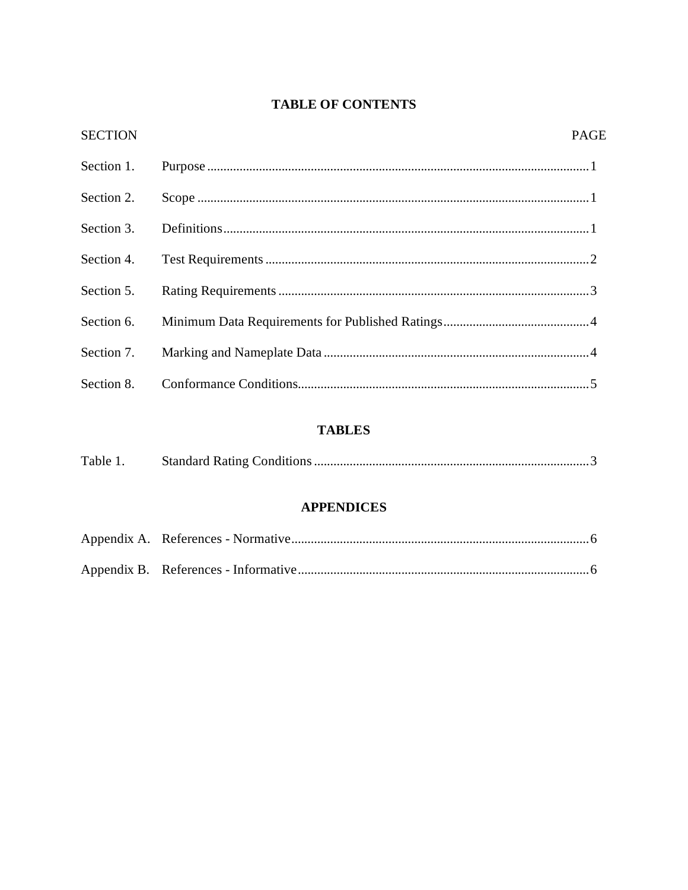# TABLE OF CONTENTS

| SECTION | | PAGE |
|---|---|---|
| Section 1. | Purpose | 1 |
| Section 2. | Scope | 1 |
| Section 3. | Definitions | 1 |
| Section 4. | Test Requirements | 2 |
| Section 5. | Rating Requirements | 3 |
| Section 6. | Minimum Data Requirements for Published Ratings | 4 |
| Section 7. | Marking and Nameplate Data | 4 |
| Section 8. | Conformance Conditions | 5 |

## TABLES

| | | |
|---|---|---|
| Table 1. | Standard Rating Conditions | 3 |

## APPENDICES

| | | |
|---|---|---|
| Appendix A. | References - Normative | 6 |
| Appendix B. | References - Informative | 6 |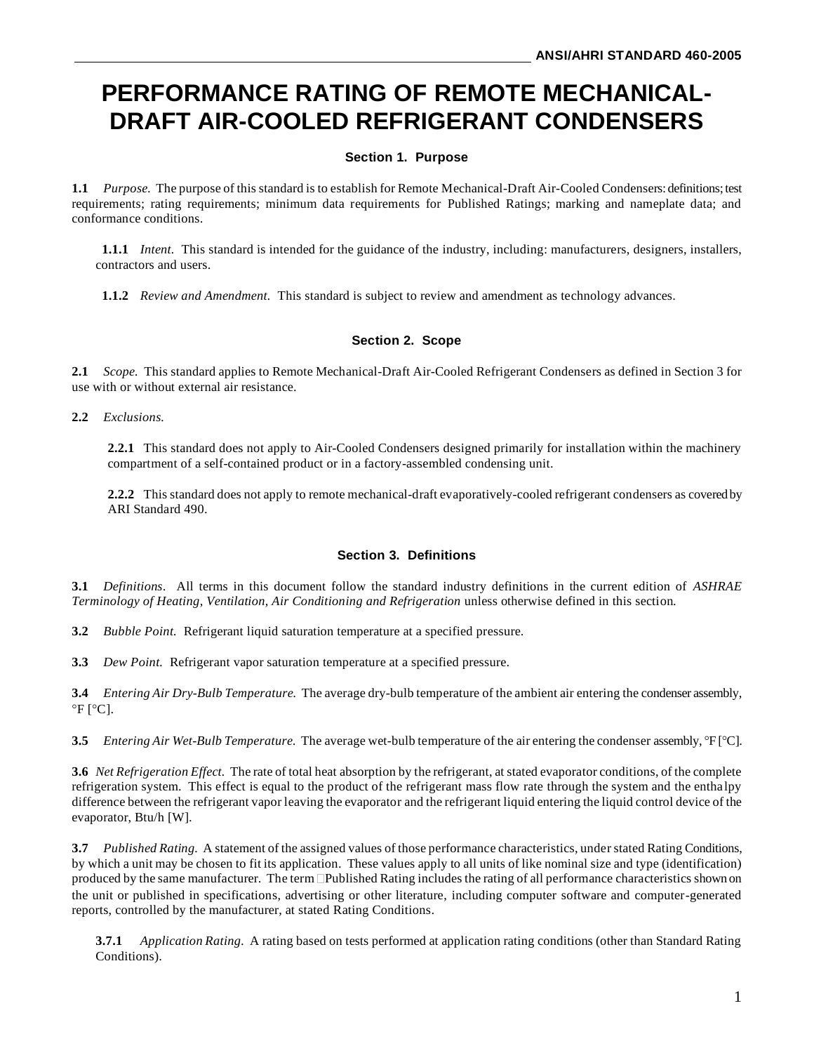# PERFORMANCE RATING OF REMOTE MECHANICAL-DRAFT AIR-COOLED REFRIGERANT CONDENSERS

## Section 1. Purpose

**1.1** *Purpose.* The purpose of this standard is to establish for Remote Mechanical-Draft Air-Cooled Condensers: definitions; test requirements; rating requirements; minimum data requirements for Published Ratings; marking and nameplate data; and conformance conditions.

**1.1.1** *Intent.* This standard is intended for the guidance of the industry, including: manufacturers, designers, installers, contractors and users.

**1.1.2** *Review and Amendment.* This standard is subject to review and amendment as technology advances.

## Section 2. Scope

**2.1** *Scope.* This standard applies to Remote Mechanical-Draft Air-Cooled Refrigerant Condensers as defined in Section 3 for use with or without external air resistance.

**2.2** *Exclusions.*

**2.2.1** This standard does not apply to Air-Cooled Condensers designed primarily for installation within the machinery compartment of a self-contained product or in a factory-assembled condensing unit.

**2.2.2** This standard does not apply to remote mechanical-draft evaporatively-cooled refrigerant condensers as covered by ARI Standard 490.

## Section 3. Definitions

**3.1** *Definitions.* All terms in this document follow the standard industry definitions in the current edition of *ASHRAE Terminology of Heating, Ventilation, Air Conditioning and Refrigeration* unless otherwise defined in this section.

**3.2** *Bubble Point.* Refrigerant liquid saturation temperature at a specified pressure.

**3.3** *Dew Point.* Refrigerant vapor saturation temperature at a specified pressure.

**3.4** *Entering Air Dry-Bulb Temperature.* The average dry-bulb temperature of the ambient air entering the condenser assembly, °F [°C].

**3.5** *Entering Air Wet-Bulb Temperature.* The average wet-bulb temperature of the air entering the condenser assembly, °F [°C].

**3.6** *Net Refrigeration Effect.* The rate of total heat absorption by the refrigerant, at stated evaporator conditions, of the complete refrigeration system. This effect is equal to the product of the refrigerant mass flow rate through the system and the enthalpy difference between the refrigerant vapor leaving the evaporator and the refrigerant liquid entering the liquid control device of the evaporator, Btu/h [W].

**3.7** *Published Rating.* A statement of the assigned values of those performance characteristics, under stated Rating Conditions, by which a unit may be chosen to fit its application. These values apply to all units of like nominal size and type (identification) produced by the same manufacturer. The term "Published Rating" includes the rating of all performance characteristics shown on the unit or published in specifications, advertising or other literature, including computer software and computer-generated reports, controlled by the manufacturer, at stated Rating Conditions.

**3.7.1** *Application Rating.* A rating based on tests performed at application rating conditions (other than Standard Rating Conditions).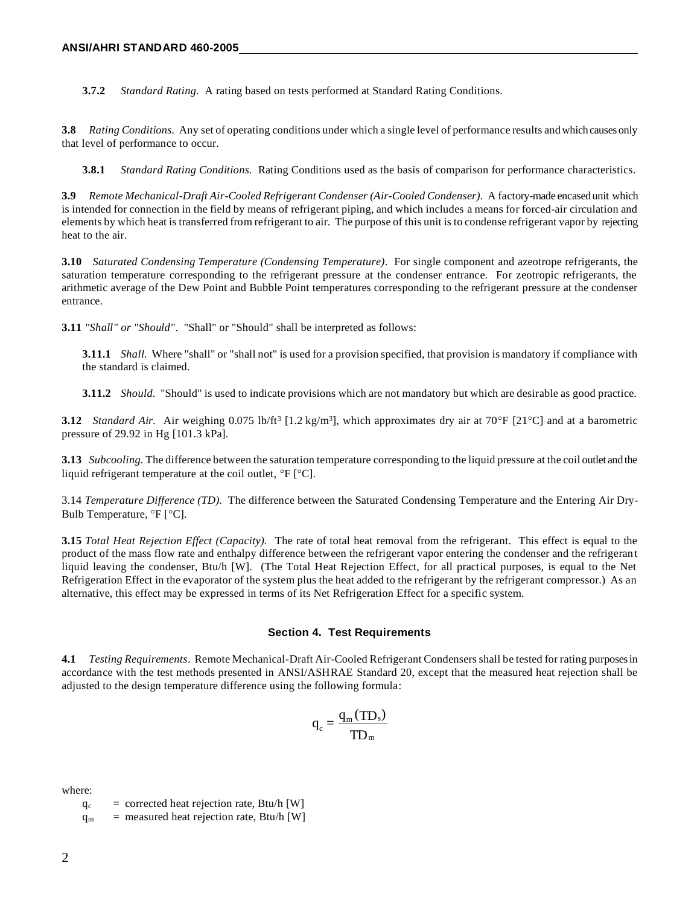**3.7.2** *Standard Rating.* A rating based on tests performed at Standard Rating Conditions.

**3.8** *Rating Conditions.* Any set of operating conditions under which a single level of performance results and which causes only that level of performance to occur.

**3.8.1** *Standard Rating Conditions.* Rating Conditions used as the basis of comparison for performance characteristics.

**3.9** *Remote Mechanical-Draft Air-Cooled Refrigerant Condenser (Air-Cooled Condenser).* A factory-made encased unit which is intended for connection in the field by means of refrigerant piping, and which includes a means for forced-air circulation and elements by which heat is transferred from refrigerant to air. The purpose of this unit is to condense refrigerant vapor by rejecting heat to the air.

**3.10** *Saturated Condensing Temperature (Condensing Temperature).* For single component and azeotrope refrigerants, the saturation temperature corresponding to the refrigerant pressure at the condenser entrance. For zeotropic refrigerants, the arithmetic average of the Dew Point and Bubble Point temperatures corresponding to the refrigerant pressure at the condenser entrance.

**3.11** *"Shall" or "Should".* "Shall" or "Should" shall be interpreted as follows:

**3.11.1** *Shall.* Where "shall" or "shall not" is used for a provision specified, that provision is mandatory if compliance with the standard is claimed.

**3.11.2** *Should.* "Should" is used to indicate provisions which are not mandatory but which are desirable as good practice.

**3.12** *Standard Air.* Air weighing 0.075 lb/ft$^3$ [1.2 kg/m$^3$], which approximates dry air at 70°F [21°C] and at a barometric pressure of 29.92 in Hg [101.3 kPa].

**3.13** *Subcooling.* The difference between the saturation temperature corresponding to the liquid pressure at the coil outlet and the liquid refrigerant temperature at the coil outlet, °F [°C].

3.14 *Temperature Difference (TD).* The difference between the Saturated Condensing Temperature and the Entering Air Dry-Bulb Temperature, °F [°C].

**3.15** *Total Heat Rejection Effect (Capacity).* The rate of total heat removal from the refrigerant. This effect is equal to the product of the mass flow rate and enthalpy difference between the refrigerant vapor entering the condenser and the refrigerant liquid leaving the condenser, Btu/h [W]. (The Total Heat Rejection Effect, for all practical purposes, is equal to the Net Refrigeration Effect in the evaporator of the system plus the heat added to the refrigerant by the refrigerant compressor.) As an alternative, this effect may be expressed in terms of its Net Refrigeration Effect for a specific system.

## Section 4. Test Requirements

**4.1** *Testing Requirements*. Remote Mechanical-Draft Air-Cooled Refrigerant Condensers shall be tested for rating purposes in accordance with the test methods presented in ANSI/ASHRAE Standard 20, except that the measured heat rejection shall be adjusted to the design temperature difference using the following formula:

$$q_c = \frac{q_m (TD_s)}{TD_m}$$

where:

$q_c$ = corrected heat rejection rate, Btu/h [W]

$q_m$ = measured heat rejection rate, Btu/h [W]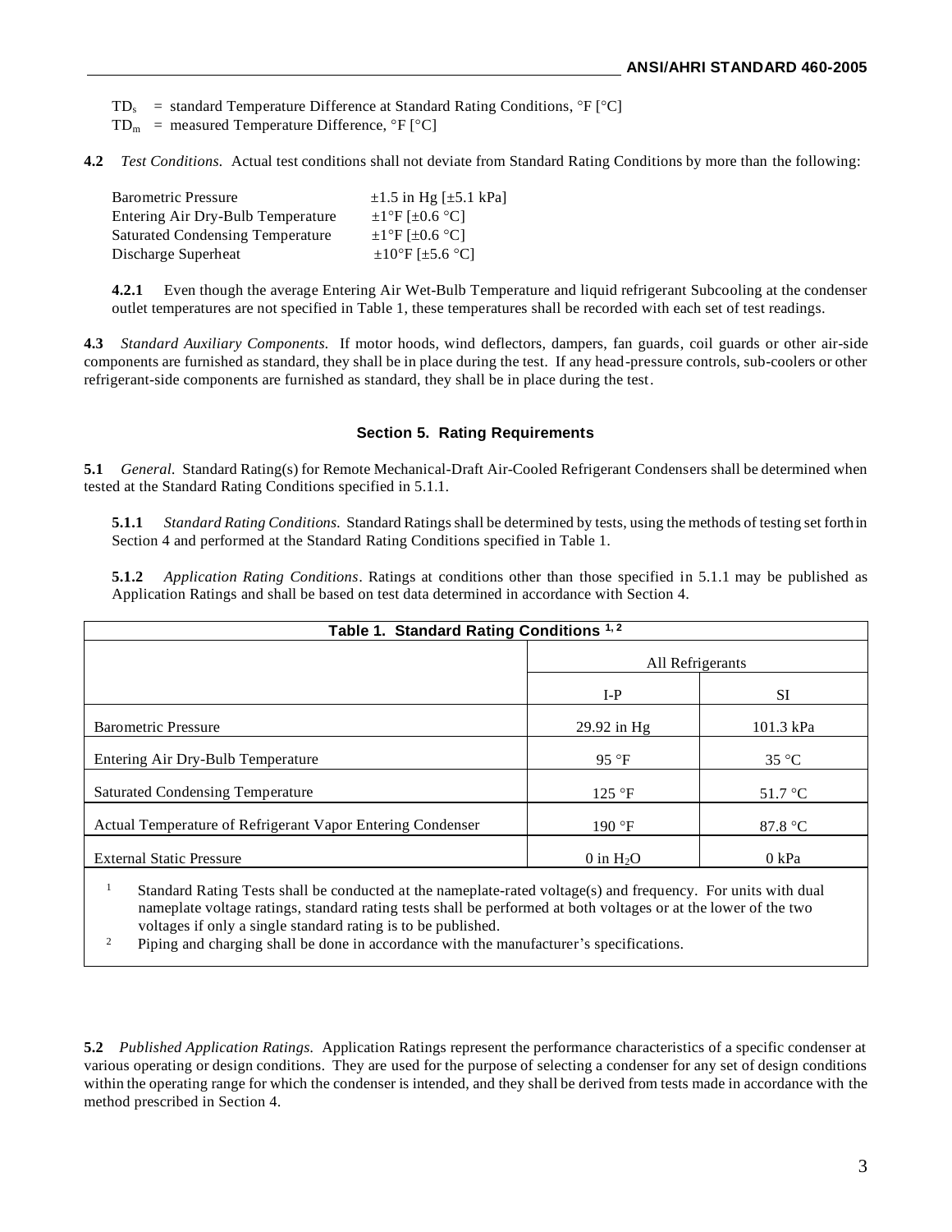$TD_s$ = standard Temperature Difference at Standard Rating Conditions, °F [°C]
$TD_m$ = measured Temperature Difference, °F [°C]

**4.2** *Test Conditions.* Actual test conditions shall not deviate from Standard Rating Conditions by more than the following:

| | |
|---|---|
| Barometric Pressure | ±1.5 in Hg [±5.1 kPa] |
| Entering Air Dry-Bulb Temperature | ±1°F [±0.6 °C] |
| Saturated Condensing Temperature | ±1°F [±0.6 °C] |
| Discharge Superheat | ±10°F [±5.6 °C] |

**4.2.1** Even though the average Entering Air Wet-Bulb Temperature and liquid refrigerant Subcooling at the condenser outlet temperatures are not specified in Table 1, these temperatures shall be recorded with each set of test readings.

**4.3** *Standard Auxiliary Components.* If motor hoods, wind deflectors, dampers, fan guards, coil guards or other air-side components are furnished as standard, they shall be in place during the test. If any head-pressure controls, sub-coolers or other refrigerant-side components are furnished as standard, they shall be in place during the test.

## Section 5. Rating Requirements

**5.1** *General.* Standard Rating(s) for Remote Mechanical-Draft Air-Cooled Refrigerant Condensers shall be determined when tested at the Standard Rating Conditions specified in 5.1.1.

**5.1.1** *Standard Rating Conditions.* Standard Ratings shall be determined by tests, using the methods of testing set forth in Section 4 and performed at the Standard Rating Conditions specified in Table 1.

**5.1.2** *Application Rating Conditions*. Ratings at conditions other than those specified in 5.1.1 may be published as Application Ratings and shall be based on test data determined in accordance with Section 4.

**Table 1. Standard Rating Conditions [1, 2]**

| | All Refrigerants | |
|---|---|---|
| | I-P | SI |
| Barometric Pressure | 29.92 in Hg | 101.3 kPa |
| Entering Air Dry-Bulb Temperature | 95 °F | 35 °C |
| Saturated Condensing Temperature | 125 °F | 51.7 °C |
| Actual Temperature of Refrigerant Vapor Entering Condenser | 190 °F | 87.8 °C |
| External Static Pressure | 0 in $H_2O$ | 0 kPa |

[1] Standard Rating Tests shall be conducted at the nameplate-rated voltage(s) and frequency. For units with dual nameplate voltage ratings, standard rating tests shall be performed at both voltages or at the lower of the two voltages if only a single standard rating is to be published.

[2] Piping and charging shall be done in accordance with the manufacturer's specifications.

**5.2** *Published Application Ratings.* Application Ratings represent the performance characteristics of a specific condenser at various operating or design conditions. They are used for the purpose of selecting a condenser for any set of design conditions within the operating range for which the condenser is intended, and they shall be derived from tests made in accordance with the method prescribed in Section 4.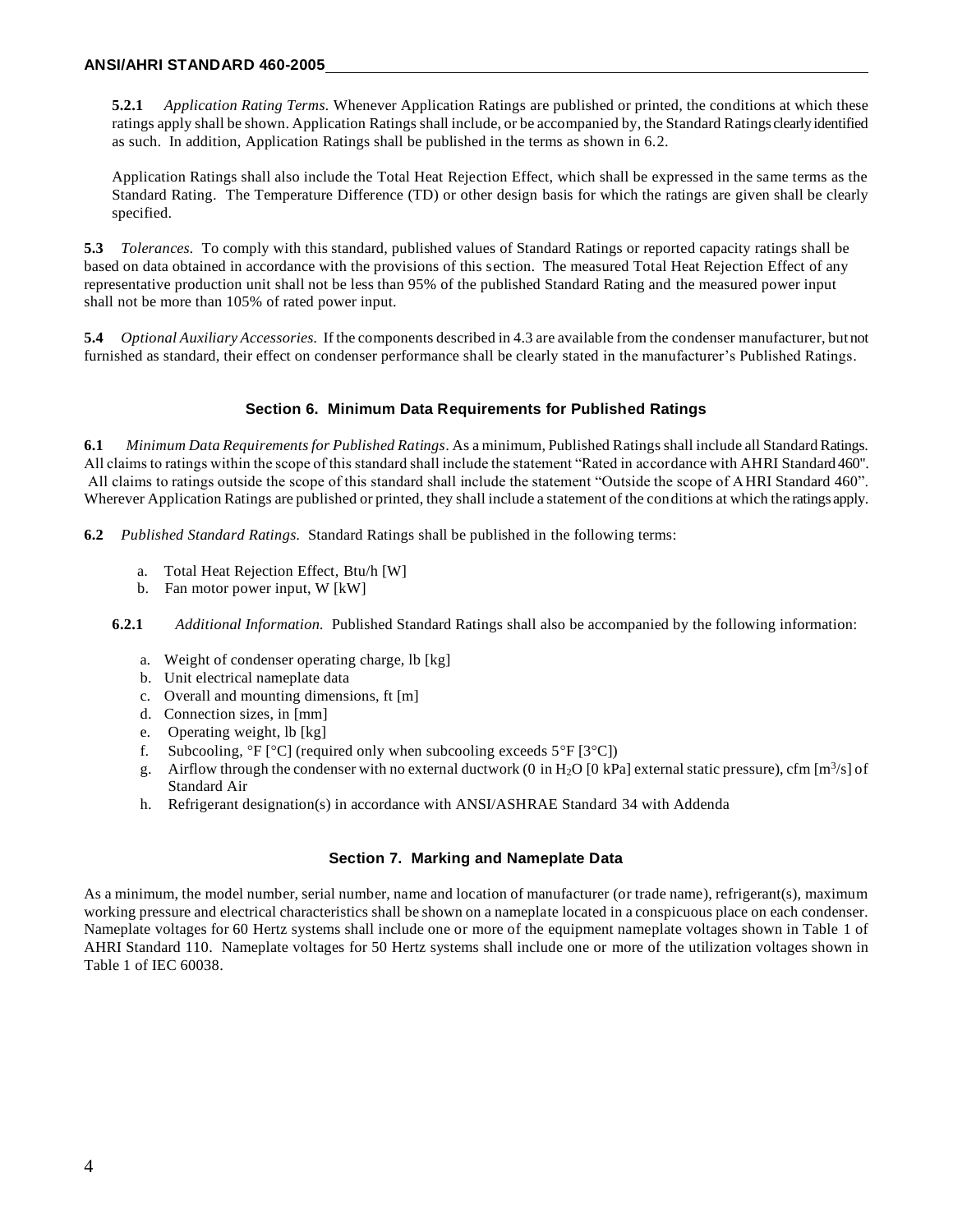**5.2.1** *Application Rating Terms.* Whenever Application Ratings are published or printed, the conditions at which these ratings apply shall be shown. Application Ratings shall include, or be accompanied by, the Standard Ratings clearly identified as such. In addition, Application Ratings shall be published in the terms as shown in 6.2.

Application Ratings shall also include the Total Heat Rejection Effect, which shall be expressed in the same terms as the Standard Rating. The Temperature Difference (TD) or other design basis for which the ratings are given shall be clearly specified.

**5.3** *Tolerances.* To comply with this standard, published values of Standard Ratings or reported capacity ratings shall be based on data obtained in accordance with the provisions of this section. The measured Total Heat Rejection Effect of any representative production unit shall not be less than 95% of the published Standard Rating and the measured power input shall not be more than 105% of rated power input.

**5.4** *Optional Auxiliary Accessories.* If the components described in 4.3 are available from the condenser manufacturer, but not furnished as standard, their effect on condenser performance shall be clearly stated in the manufacturer's Published Ratings.

## Section 6. Minimum Data Requirements for Published Ratings

**6.1** *Minimum Data Requirements for Published Ratings*. As a minimum, Published Ratings shall include all Standard Ratings. All claims to ratings within the scope of this standard shall include the statement "Rated in accordance with AHRI Standard 460". All claims to ratings outside the scope of this standard shall include the statement "Outside the scope of AHRI Standard 460". Wherever Application Ratings are published or printed, they shall include a statement of the conditions at which the ratings apply.

**6.2** *Published Standard Ratings.* Standard Ratings shall be published in the following terms:

a. Total Heat Rejection Effect, Btu/h [W]
b. Fan motor power input, W [kW]

**6.2.1** *Additional Information.* Published Standard Ratings shall also be accompanied by the following information:

a. Weight of condenser operating charge, lb [kg]
b. Unit electrical nameplate data
c. Overall and mounting dimensions, ft [m]
d. Connection sizes, in [mm]
e. Operating weight, lb [kg]
f. Subcooling, °F [°C] (required only when subcooling exceeds 5°F [3°C])
g. Airflow through the condenser with no external ductwork (0 in $H_2O$ [0 kPa] external static pressure), cfm [$m^3/s$] of Standard Air
h. Refrigerant designation(s) in accordance with ANSI/ASHRAE Standard 34 with Addenda

## Section 7. Marking and Nameplate Data

As a minimum, the model number, serial number, name and location of manufacturer (or trade name), refrigerant(s), maximum working pressure and electrical characteristics shall be shown on a nameplate located in a conspicuous place on each condenser. Nameplate voltages for 60 Hertz systems shall include one or more of the equipment nameplate voltages shown in Table 1 of AHRI Standard 110. Nameplate voltages for 50 Hertz systems shall include one or more of the utilization voltages shown in Table 1 of IEC 60038.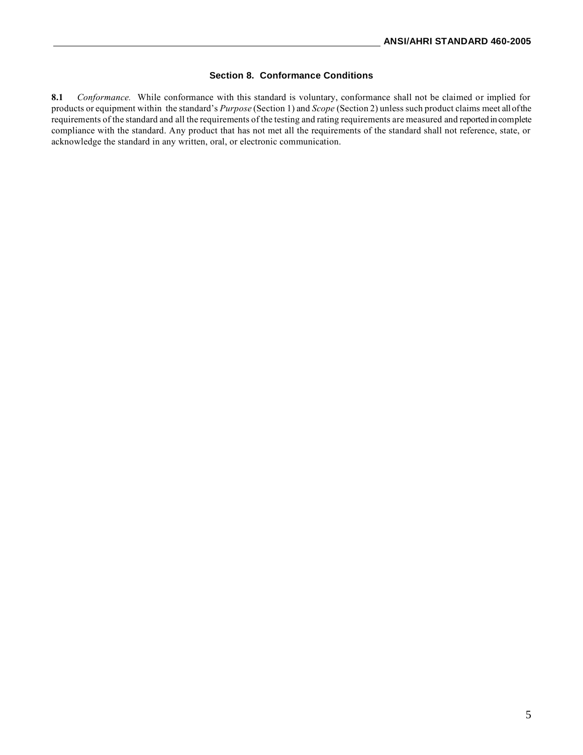## Section 8. Conformance Conditions

**8.1** *Conformance.* While conformance with this standard is voluntary, conformance shall not be claimed or implied for products or equipment within the standard's *Purpose* (Section 1) and *Scope* (Section 2) unless such product claims meet all of the requirements of the standard and all the requirements of the testing and rating requirements are measured and reported in complete compliance with the standard. Any product that has not met all the requirements of the standard shall not reference, state, or acknowledge the standard in any written, oral, or electronic communication.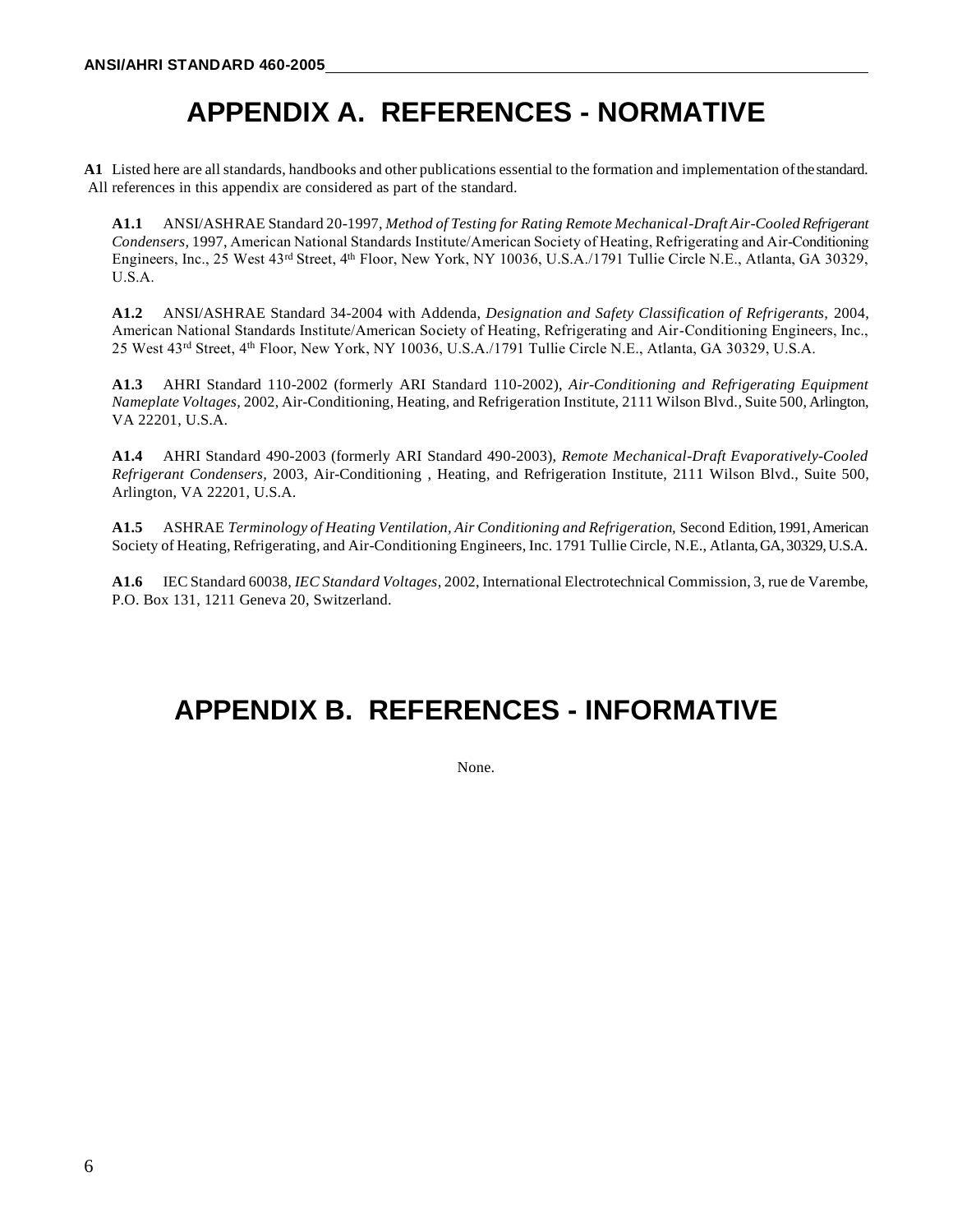# APPENDIX A. REFERENCES - NORMATIVE

**A1** Listed here are all standards, handbooks and other publications essential to the formation and implementation of the standard. All references in this appendix are considered as part of the standard.

**A1.1** ANSI/ASHRAE Standard 20-1997, *Method of Testing for Rating Remote Mechanical-Draft Air-Cooled Refrigerant Condensers,* 1997, American National Standards Institute/American Society of Heating, Refrigerating and Air-Conditioning Engineers, Inc., 25 West 43rd Street, 4th Floor, New York, NY 10036, U.S.A./1791 Tullie Circle N.E., Atlanta, GA 30329, U.S.A.

**A1.2** ANSI/ASHRAE Standard 34-2004 with Addenda, *Designation and Safety Classification of Refrigerants,* 2004, American National Standards Institute/American Society of Heating, Refrigerating and Air-Conditioning Engineers, Inc., 25 West 43rd Street, 4th Floor, New York, NY 10036, U.S.A./1791 Tullie Circle N.E., Atlanta, GA 30329, U.S.A.

**A1.3** AHRI Standard 110-2002 (formerly ARI Standard 110-2002), *Air-Conditioning and Refrigerating Equipment Nameplate Voltages,* 2002, Air-Conditioning, Heating, and Refrigeration Institute, 2111 Wilson Blvd., Suite 500, Arlington, VA 22201, U.S.A.

**A1.4** AHRI Standard 490-2003 (formerly ARI Standard 490-2003), *Remote Mechanical-Draft Evaporatively-Cooled Refrigerant Condensers,* 2003, Air-Conditioning , Heating, and Refrigeration Institute, 2111 Wilson Blvd., Suite 500, Arlington, VA 22201, U.S.A.

**A1.5** ASHRAE *Terminology of Heating Ventilation, Air Conditioning and Refrigeration,* Second Edition, 1991, American Society of Heating, Refrigerating, and Air-Conditioning Engineers, Inc. 1791 Tullie Circle, N.E., Atlanta, GA, 30329, U.S.A.

**A1.6** IEC Standard 60038, *IEC Standard Voltages*, 2002, International Electrotechnical Commission, 3, rue de Varembe, P.O. Box 131, 1211 Geneva 20, Switzerland.

# APPENDIX B. REFERENCES - INFORMATIVE

None.